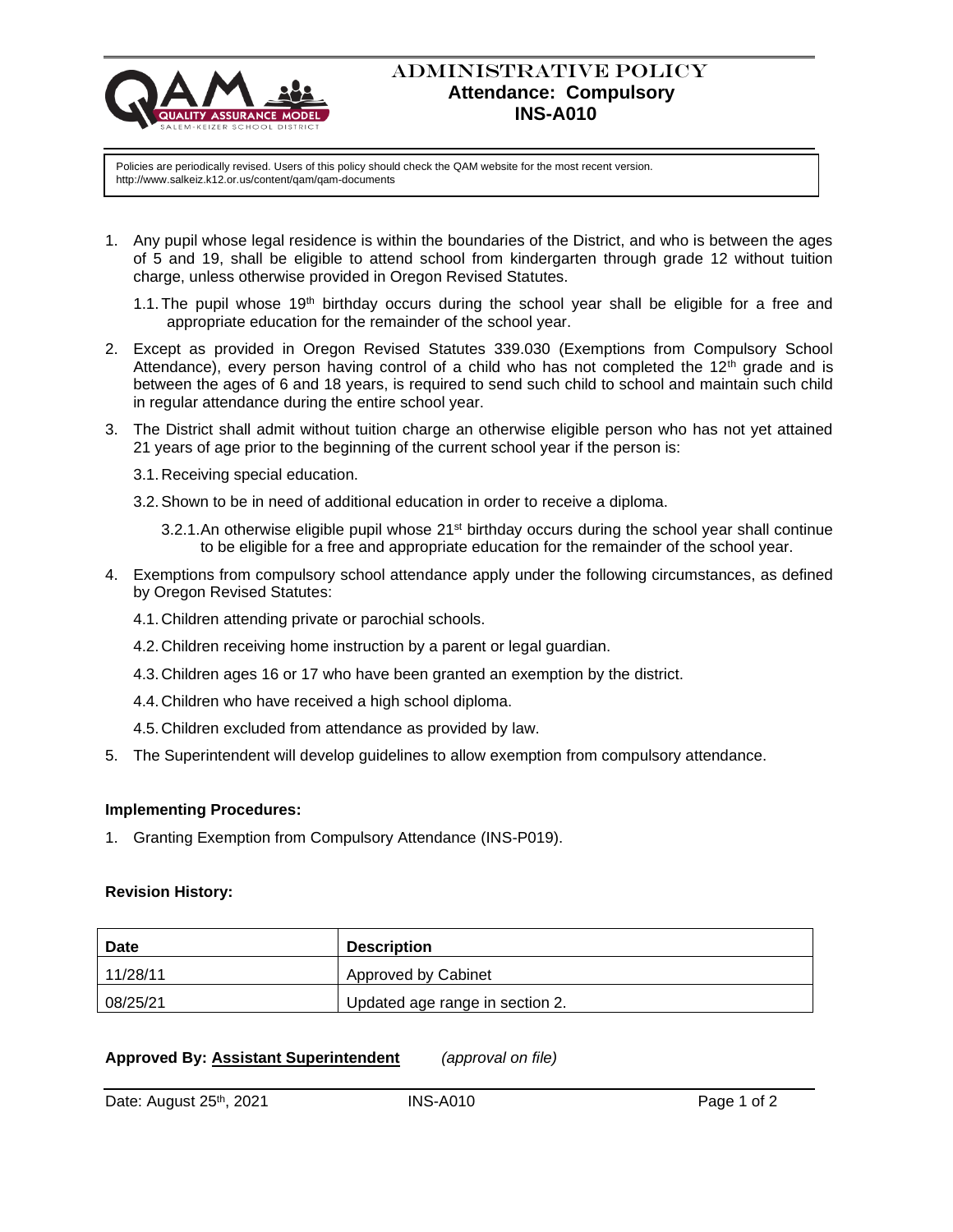# ADMINISTRATIVE POLICY

## Attendance: Compulsory

## INS-A010

Policies are periodically revised. Users of this policy should check the QAM website for the most recent version.
http://www.salkeiz.k12.or.us/content/qam/qam-documents

1. Any pupil whose legal residence is within the boundaries of the District, and who is between the ages of 5 and 19, shall be eligible to attend school from kindergarten through grade 12 without tuition charge, unless otherwise provided in Oregon Revised Statutes.
   1.1. The pupil whose 19th birthday occurs during the school year shall be eligible for a free and appropriate education for the remainder of the school year.
2. Except as provided in Oregon Revised Statutes 339.030 (Exemptions from Compulsory School Attendance), every person having control of a child who has not completed the 12th grade and is between the ages of 6 and 18 years, is required to send such child to school and maintain such child in regular attendance during the entire school year.
3. The District shall admit without tuition charge an otherwise eligible person who has not yet attained 21 years of age prior to the beginning of the current school year if the person is:
   3.1. Receiving special education.
   3.2. Shown to be in need of additional education in order to receive a diploma.
      3.2.1. An otherwise eligible pupil whose 21st birthday occurs during the school year shall continue to be eligible for a free and appropriate education for the remainder of the school year.
4. Exemptions from compulsory school attendance apply under the following circumstances, as defined by Oregon Revised Statutes:
   4.1. Children attending private or parochial schools.
   4.2. Children receiving home instruction by a parent or legal guardian.
   4.3. Children ages 16 or 17 who have been granted an exemption by the district.
   4.4. Children who have received a high school diploma.
   4.5. Children excluded from attendance as provided by law.
5. The Superintendent will develop guidelines to allow exemption from compulsory attendance.

**Implementing Procedures:**

1. Granting Exemption from Compulsory Attendance (INS-P019).

**Revision History:**

| Date | Description |
|---|---|
| 11/28/11 | Approved by Cabinet |
| 08/25/21 | Updated age range in section 2. |

**Approved By: Assistant Superintendent** *(approval on file)*

Date: August 25th, 2021 INS-A010